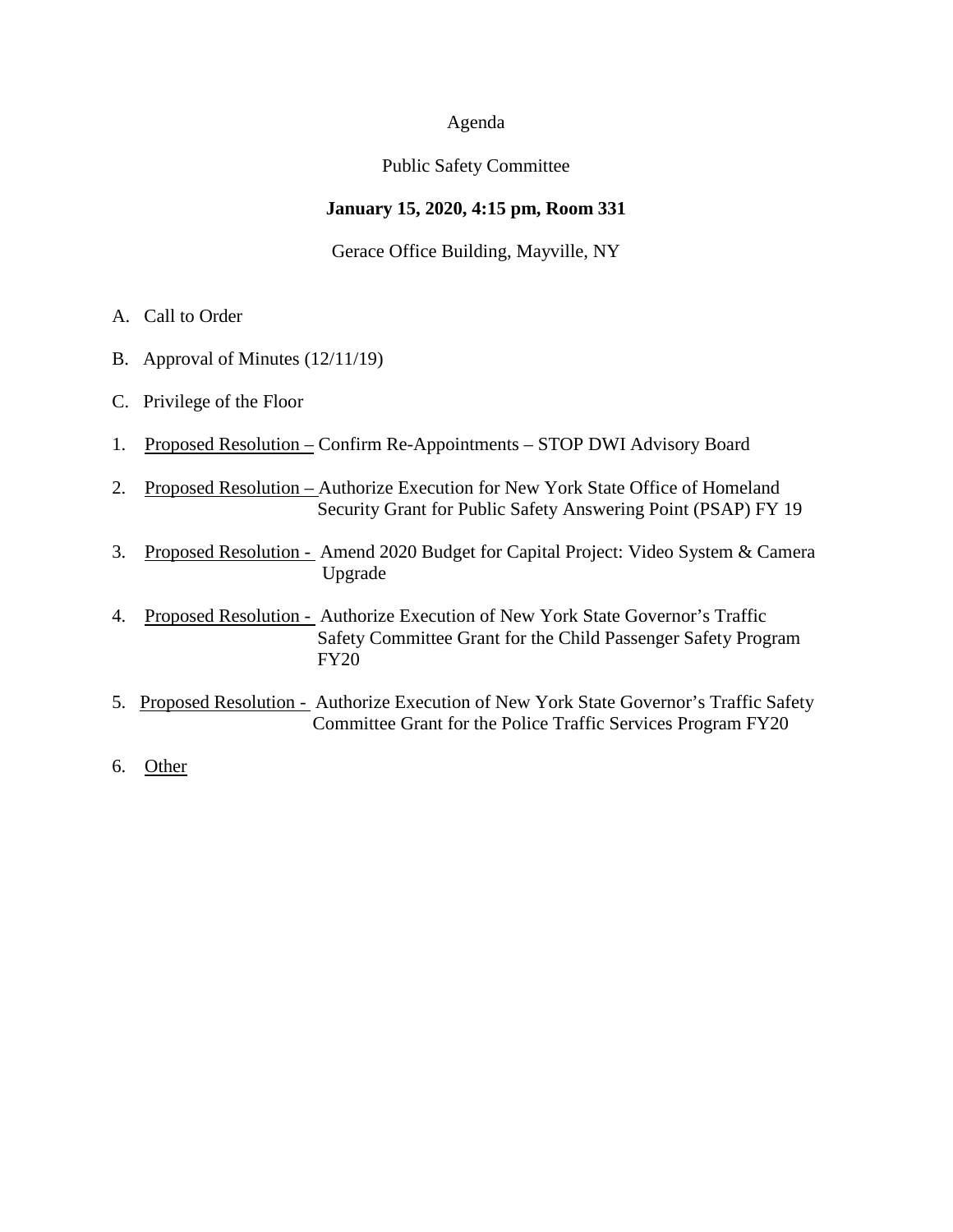Agenda

Public Safety Committee

**January 15, 2020, 4:15 pm, Room 331**

Gerace Office Building, Mayville, NY

A. Call to Order

B. Approval of Minutes (12/11/19)

C. Privilege of the Floor

1. Proposed Resolution – Confirm Re-Appointments – STOP DWI Advisory Board

2. Proposed Resolution – Authorize Execution for New York State Office of Homeland Security Grant for Public Safety Answering Point (PSAP) FY 19

3. Proposed Resolution - Amend 2020 Budget for Capital Project: Video System & Camera Upgrade

4. Proposed Resolution - Authorize Execution of New York State Governor's Traffic Safety Committee Grant for the Child Passenger Safety Program FY20

5. Proposed Resolution - Authorize Execution of New York State Governor's Traffic Safety Committee Grant for the Police Traffic Services Program FY20

6. Other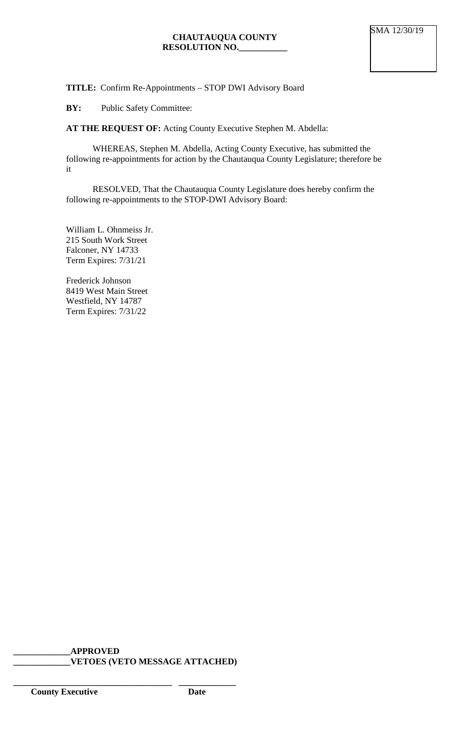SMA 12/30/19

**CHAUTAUQUA COUNTY**
**RESOLUTION NO.___________**

**TITLE:** Confirm Re-Appointments – STOP DWI Advisory Board

**BY:** Public Safety Committee:

**AT THE REQUEST OF:** Acting County Executive Stephen M. Abdella:

WHEREAS, Stephen M. Abdella, Acting County Executive, has submitted the following re-appointments for action by the Chautauqua County Legislature; therefore be it

RESOLVED, That the Chautauqua County Legislature does hereby confirm the following re-appointments to the STOP-DWI Advisory Board:

William L. Ohnmeiss Jr.
215 South Work Street
Falconer, NY 14733
Term Expires: 7/31/21

Frederick Johnson
8419 West Main Street
Westfield, NY 14787
Term Expires: 7/31/22

**_____________APPROVED**
**_____________VETOES (VETO MESSAGE ATTACHED)**

**____________________________________ _____________**
**County Executive Date**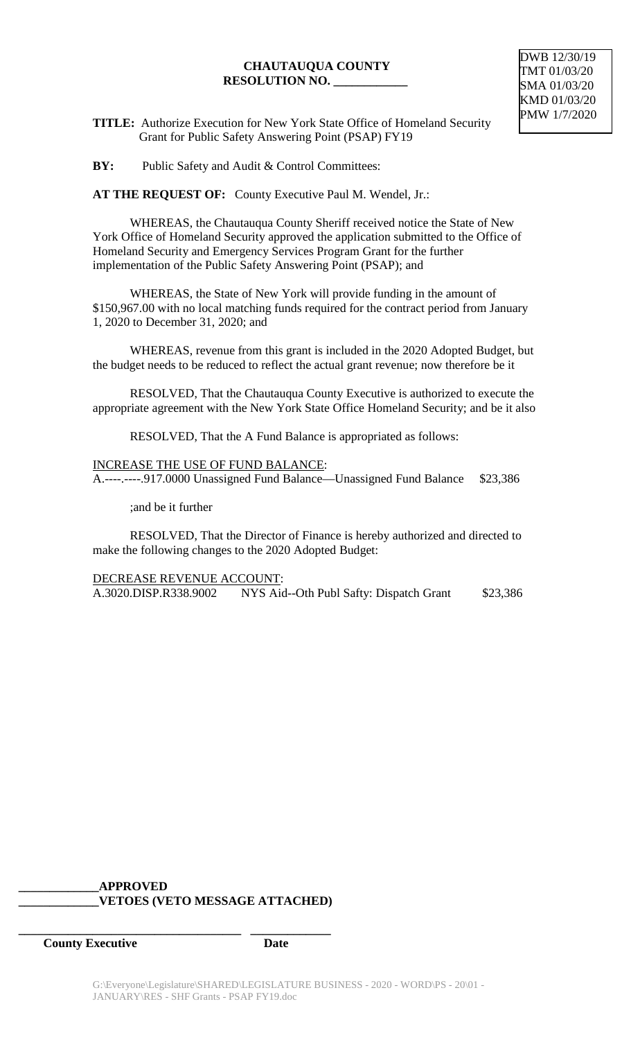DWB 12/30/19
TMT 01/03/20
SMA 01/03/20
KMD 01/03/20
PMW 1/7/2020

**CHAUTAUQUA COUNTY**
**RESOLUTION NO. ____________**

**TITLE:** Authorize Execution for New York State Office of Homeland Security Grant for Public Safety Answering Point (PSAP) FY19

**BY:** Public Safety and Audit & Control Committees:

**AT THE REQUEST OF:** County Executive Paul M. Wendel, Jr.:

WHEREAS, the Chautauqua County Sheriff received notice the State of New York Office of Homeland Security approved the application submitted to the Office of Homeland Security and Emergency Services Program Grant for the further implementation of the Public Safety Answering Point (PSAP); and

WHEREAS, the State of New York will provide funding in the amount of $150,967.00 with no local matching funds required for the contract period from January 1, 2020 to December 31, 2020; and

WHEREAS, revenue from this grant is included in the 2020 Adopted Budget, but the budget needs to be reduced to reflect the actual grant revenue; now therefore be it

RESOLVED, That the Chautauqua County Executive is authorized to execute the appropriate agreement with the New York State Office Homeland Security; and be it also

RESOLVED, That the A Fund Balance is appropriated as follows:

INCREASE THE USE OF FUND BALANCE:
A.----.-----.917.0000 Unassigned Fund Balance—Unassigned Fund Balance $23,386

;and be it further

RESOLVED, That the Director of Finance is hereby authorized and directed to make the following changes to the 2020 Adopted Budget:

DECREASE REVENUE ACCOUNT:
A.3020.DISP.R338.9002 NYS Aid--Oth Publ Safty: Dispatch Grant $23,386

_____________**APPROVED**
_____________**VETOES (VETO MESSAGE ATTACHED)**

_____________________________________ _____________
**County Executive** **Date**

G:\Everyone\Legislature\SHARED\LEGISLATURE BUSINESS - 2020 - WORD\PS - 20\01 - JANUARY\RES - SHF Grants - PSAP FY19.doc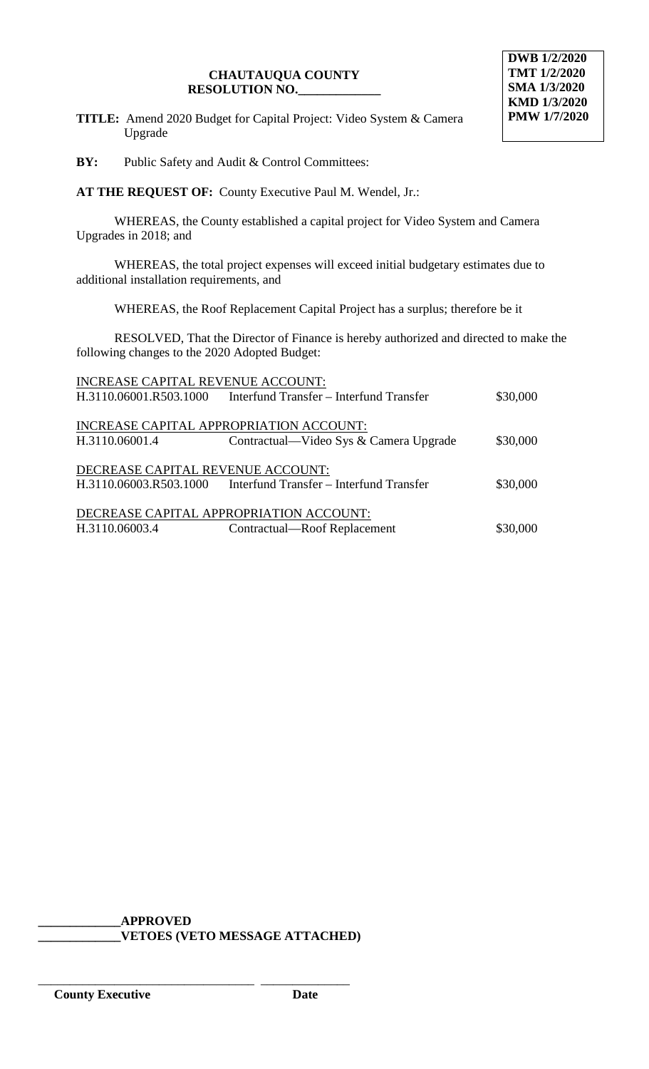**DWB 1/2/2020**
**TMT 1/2/2020**
**SMA 1/3/2020**
**KMD 1/3/2020**
**PMW 1/7/2020**

**CHAUTAUQUA COUNTY**
**RESOLUTION NO.\_\_\_\_\_\_\_\_\_\_\_\_\_**

**TITLE:** Amend 2020 Budget for Capital Project: Video System & Camera Upgrade

**BY:** Public Safety and Audit & Control Committees:

**AT THE REQUEST OF:** County Executive Paul M. Wendel, Jr.:

WHEREAS, the County established a capital project for Video System and Camera Upgrades in 2018; and

WHEREAS, the total project expenses will exceed initial budgetary estimates due to additional installation requirements, and

WHEREAS, the Roof Replacement Capital Project has a surplus; therefore be it

RESOLVED, That the Director of Finance is hereby authorized and directed to make the following changes to the 2020 Adopted Budget:

INCREASE CAPITAL REVENUE ACCOUNT:

| | | |
|---|---|---|
| H.3110.06001.R503.1000 | Interfund Transfer – Interfund Transfer | $30,000 |

INCREASE CAPITAL APPROPRIATION ACCOUNT:

| | | |
|---|---|---|
| H.3110.06001.4 | Contractual—Video Sys & Camera Upgrade | $30,000 |

DECREASE CAPITAL REVENUE ACCOUNT:

| | | |
|---|---|---|
| H.3110.06003.R503.1000 | Interfund Transfer – Interfund Transfer | $30,000 |

DECREASE CAPITAL APPROPRIATION ACCOUNT:

| | | |
|---|---|---|
| H.3110.06003.4 | Contractual—Roof Replacement | $30,000 |

\_\_\_\_\_\_\_\_\_\_\_\_\_**APPROVED**
\_\_\_\_\_\_\_\_\_\_\_\_\_**VETOES (VETO MESSAGE ATTACHED)**

\_\_\_\_\_\_\_\_\_\_\_\_\_\_\_\_\_\_\_\_\_\_\_\_\_\_\_\_\_\_\_\_\_\_ \_\_\_\_\_\_\_\_\_\_\_\_\_\_

**County Executive** **Date**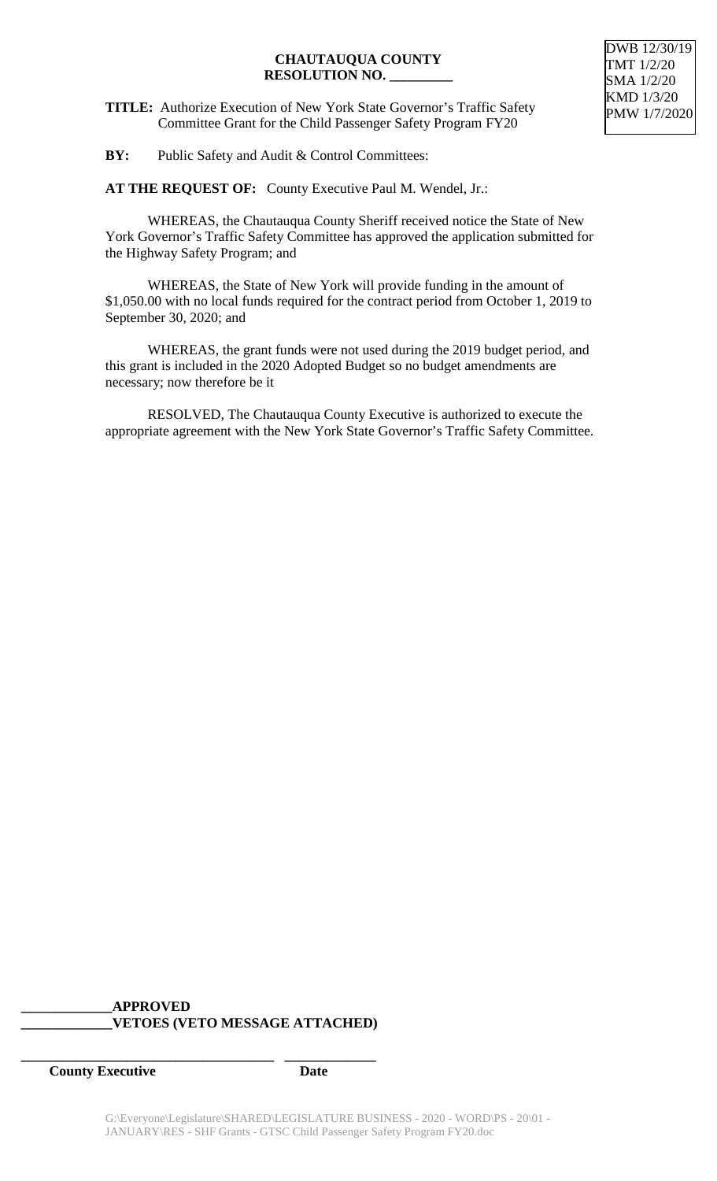DWB 12/30/19
TMT 1/2/20
SMA 1/2/20
KMD 1/3/20
PMW 1/7/2020

**CHAUTAUQUA COUNTY**
**RESOLUTION NO. _________**

**TITLE:** Authorize Execution of New York State Governor's Traffic Safety Committee Grant for the Child Passenger Safety Program FY20

**BY:** Public Safety and Audit & Control Committees:

**AT THE REQUEST OF:** County Executive Paul M. Wendel, Jr.:

WHEREAS, the Chautauqua County Sheriff received notice the State of New York Governor's Traffic Safety Committee has approved the application submitted for the Highway Safety Program; and

WHEREAS, the State of New York will provide funding in the amount of $1,050.00 with no local funds required for the contract period from October 1, 2019 to September 30, 2020; and

WHEREAS, the grant funds were not used during the 2019 budget period, and this grant is included in the 2020 Adopted Budget so no budget amendments are necessary; now therefore be it

RESOLVED, The Chautauqua County Executive is authorized to execute the appropriate agreement with the New York State Governor's Traffic Safety Committee.

**_____________APPROVED**
**_____________VETOES (VETO MESSAGE ATTACHED)**

**_____________________________________ _____________**
**County Executive Date**

G:\Everyone\Legislature\SHARED\LEGISLATURE BUSINESS - 2020 - WORD\PS - 20\01 - JANUARY\RES - SHF Grants - GTSC Child Passenger Safety Program FY20.doc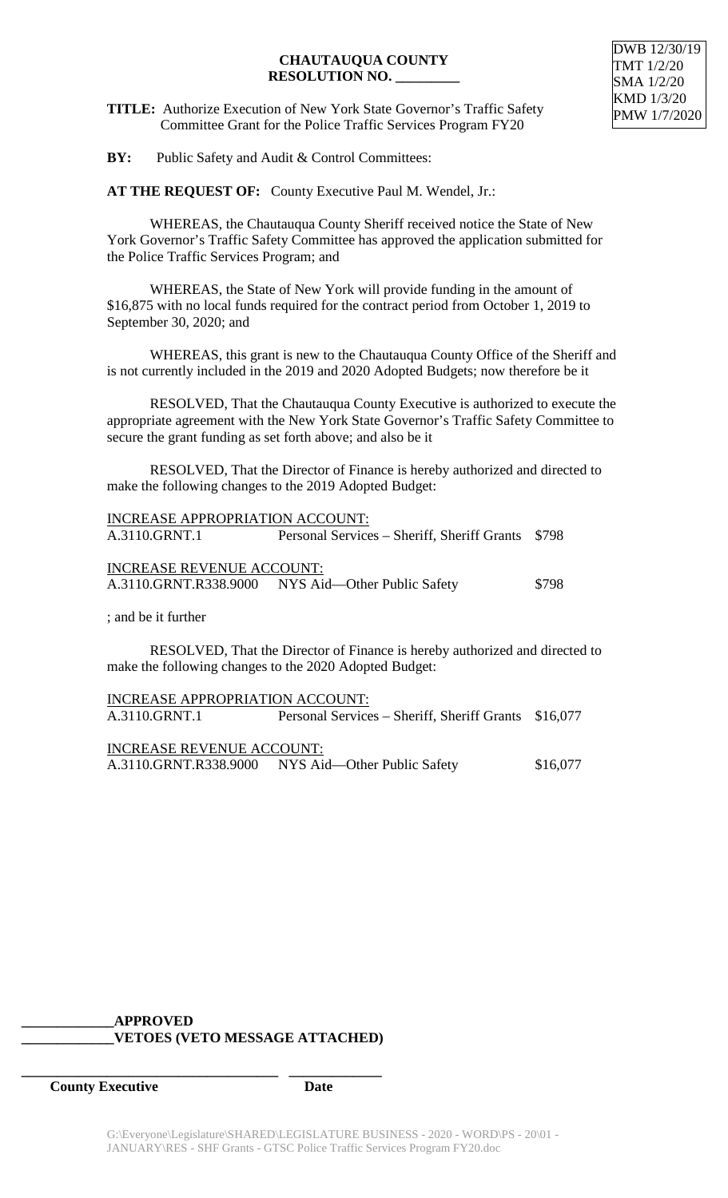DWB 12/30/19
TMT 1/2/20
SMA 1/2/20
KMD 1/3/20
PMW 1/7/2020

**CHAUTAUQUA COUNTY**
**RESOLUTION NO. _________**

**TITLE:** Authorize Execution of New York State Governor's Traffic Safety Committee Grant for the Police Traffic Services Program FY20

**BY:** Public Safety and Audit & Control Committees:

**AT THE REQUEST OF:** County Executive Paul M. Wendel, Jr.:

WHEREAS, the Chautauqua County Sheriff received notice the State of New York Governor's Traffic Safety Committee has approved the application submitted for the Police Traffic Services Program; and

WHEREAS, the State of New York will provide funding in the amount of $16,875 with no local funds required for the contract period from October 1, 2019 to September 30, 2020; and

WHEREAS, this grant is new to the Chautauqua County Office of the Sheriff and is not currently included in the 2019 and 2020 Adopted Budgets; now therefore be it

RESOLVED, That the Chautauqua County Executive is authorized to execute the appropriate agreement with the New York State Governor's Traffic Safety Committee to secure the grant funding as set forth above; and also be it

RESOLVED, That the Director of Finance is hereby authorized and directed to make the following changes to the 2019 Adopted Budget:

INCREASE APPROPRIATION ACCOUNT:

| | | |
|---|---|---|
| A.3110.GRNT.1 | Personal Services – Sheriff, Sheriff Grants | $798 |

INCREASE REVENUE ACCOUNT:

| | | |
|---|---|---|
| A.3110.GRNT.R338.9000 | NYS Aid—Other Public Safety | $798 |

; and be it further

RESOLVED, That the Director of Finance is hereby authorized and directed to make the following changes to the 2020 Adopted Budget:

INCREASE APPROPRIATION ACCOUNT:

| | | |
|---|---|---|
| A.3110.GRNT.1 | Personal Services – Sheriff, Sheriff Grants | $16,077 |

INCREASE REVENUE ACCOUNT:

| | | |
|---|---|---|
| A.3110.GRNT.R338.9000 | NYS Aid—Other Public Safety | $16,077 |

**_____________APPROVED**
**_____________VETOES (VETO MESSAGE ATTACHED)**

**___________________________________ _____________**
**County Executive Date**

G:\Everyone\Legislature\SHARED\LEGISLATURE BUSINESS - 2020 - WORD\PS - 20\01 - JANUARY\RES - SHF Grants - GTSC Police Traffic Services Program FY20.doc